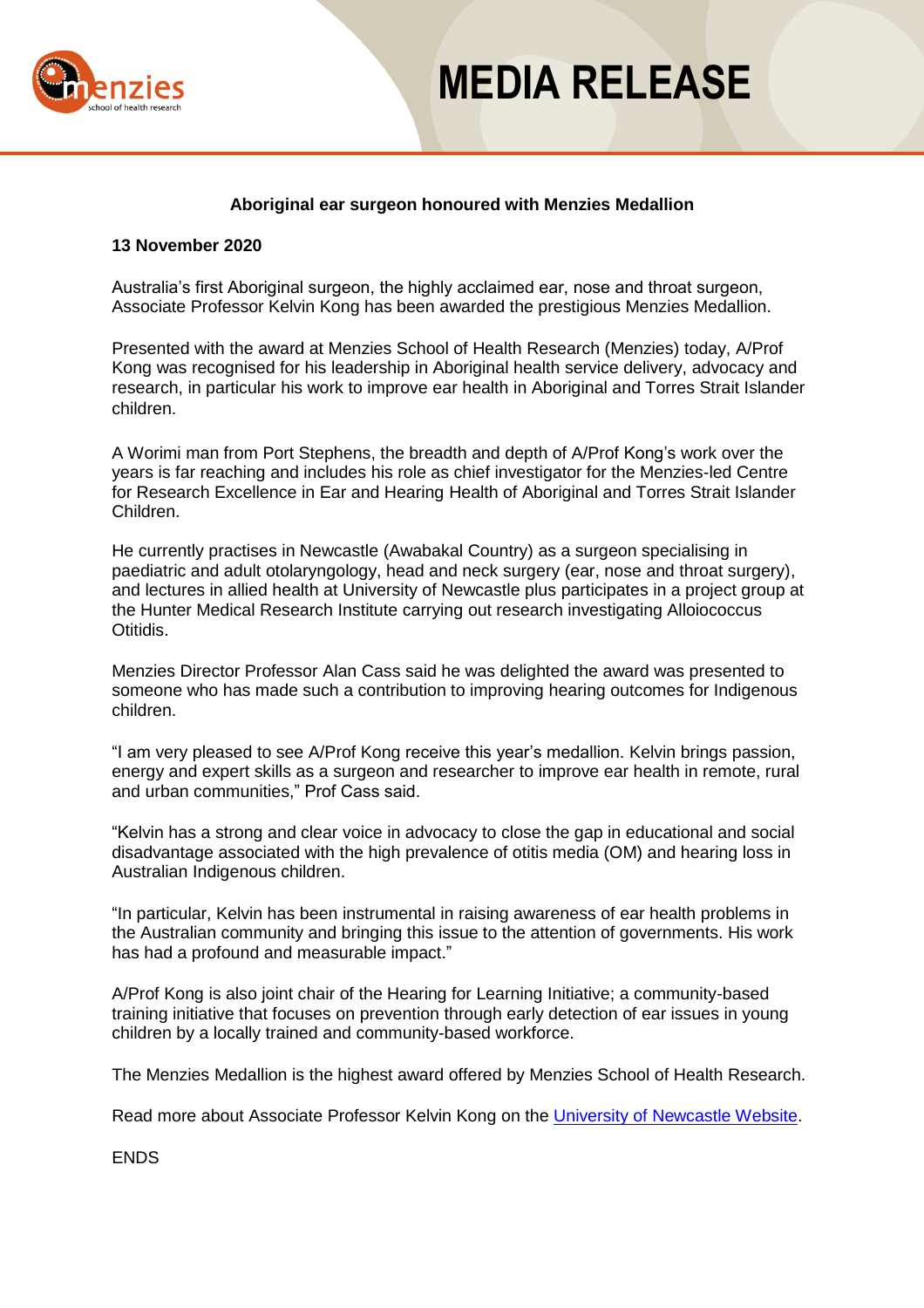# MEDIA RELEASE

**Aboriginal ear surgeon honoured with Menzies Medallion**

**13 November 2020**

Australia's first Aboriginal surgeon, the highly acclaimed ear, nose and throat surgeon, Associate Professor Kelvin Kong has been awarded the prestigious Menzies Medallion.

Presented with the award at Menzies School of Health Research (Menzies) today, A/Prof Kong was recognised for his leadership in Aboriginal health service delivery, advocacy and research, in particular his work to improve ear health in Aboriginal and Torres Strait Islander children.

A Worimi man from Port Stephens, the breadth and depth of A/Prof Kong's work over the years is far reaching and includes his role as chief investigator for the Menzies-led Centre for Research Excellence in Ear and Hearing Health of Aboriginal and Torres Strait Islander Children.

He currently practises in Newcastle (Awabakal Country) as a surgeon specialising in paediatric and adult otolaryngology, head and neck surgery (ear, nose and throat surgery), and lectures in allied health at University of Newcastle plus participates in a project group at the Hunter Medical Research Institute carrying out research investigating Alloiococcus Otitidis.

Menzies Director Professor Alan Cass said he was delighted the award was presented to someone who has made such a contribution to improving hearing outcomes for Indigenous children.

"I am very pleased to see A/Prof Kong receive this year's medallion. Kelvin brings passion, energy and expert skills as a surgeon and researcher to improve ear health in remote, rural and urban communities," Prof Cass said.

"Kelvin has a strong and clear voice in advocacy to close the gap in educational and social disadvantage associated with the high prevalence of otitis media (OM) and hearing loss in Australian Indigenous children.

"In particular, Kelvin has been instrumental in raising awareness of ear health problems in the Australian community and bringing this issue to the attention of governments. His work has had a profound and measurable impact."

A/Prof Kong is also joint chair of the Hearing for Learning Initiative; a community-based training initiative that focuses on prevention through early detection of ear issues in young children by a locally trained and community-based workforce.

The Menzies Medallion is the highest award offered by Menzies School of Health Research.

Read more about Associate Professor Kelvin Kong on the University of Newcastle Website.

ENDS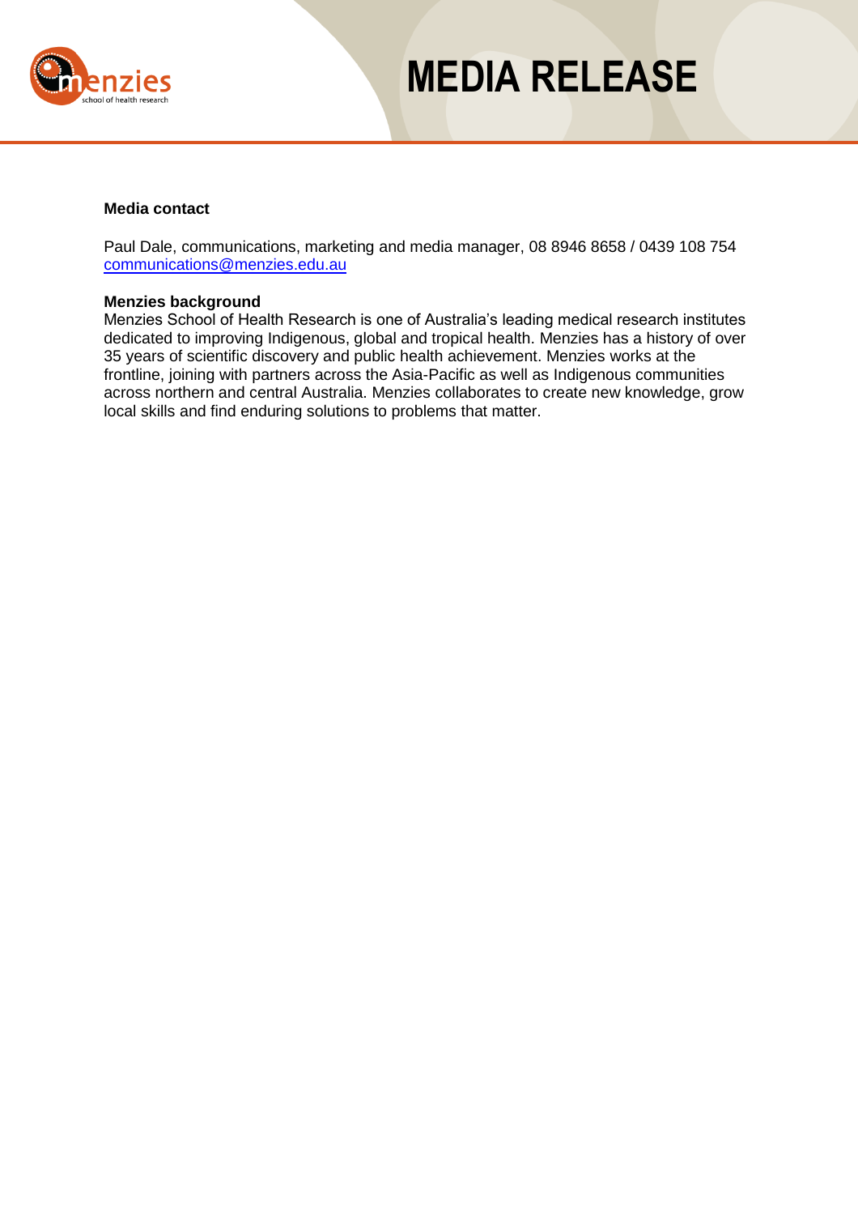**Media contact**

Paul Dale, communications, marketing and media manager, 08 8946 8658 / 0439 108 754
communications@menzies.edu.au

**Menzies background**
Menzies School of Health Research is one of Australia's leading medical research institutes dedicated to improving Indigenous, global and tropical health. Menzies has a history of over 35 years of scientific discovery and public health achievement. Menzies works at the frontline, joining with partners across the Asia-Pacific as well as Indigenous communities across northern and central Australia. Menzies collaborates to create new knowledge, grow local skills and find enduring solutions to problems that matter.